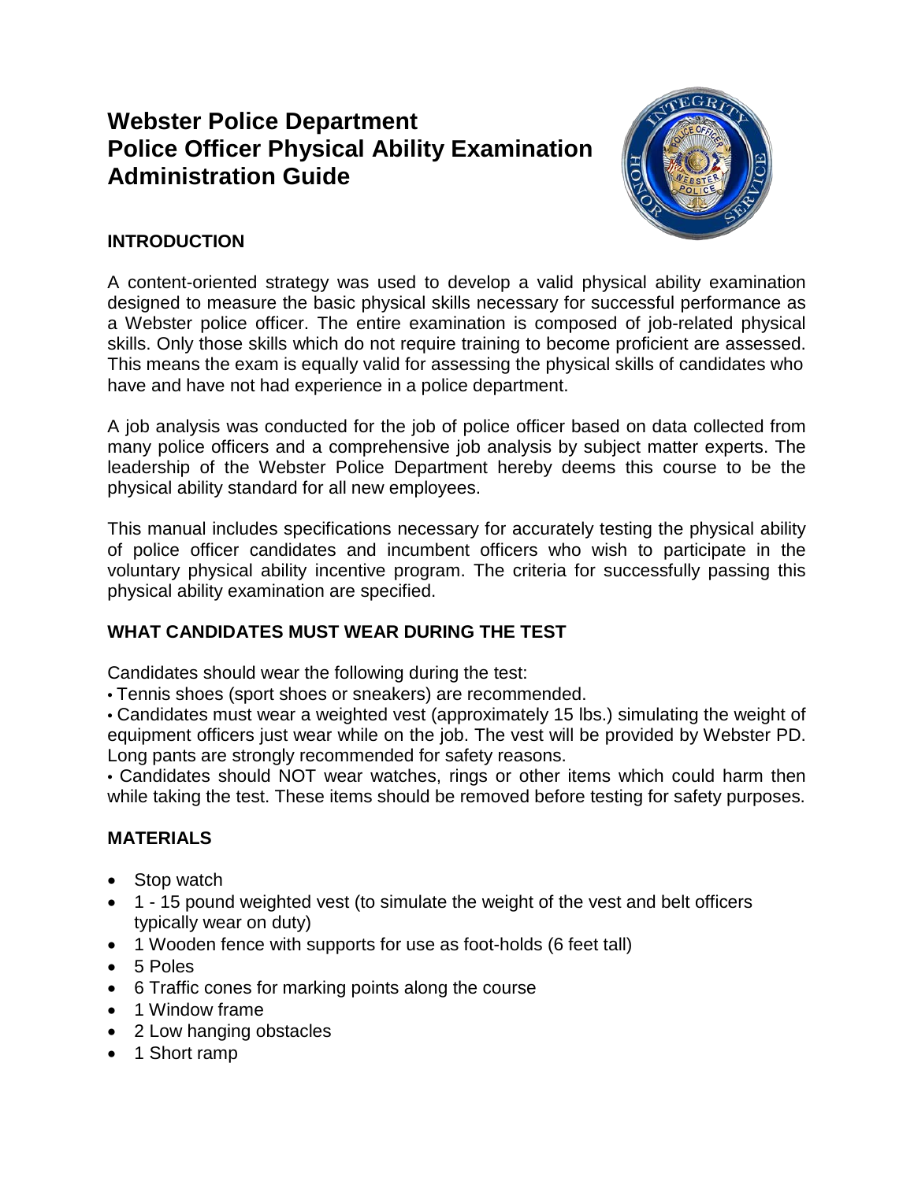# Webster Police Department
# Police Officer Physical Ability Examination Administration Guide

## INTRODUCTION

A content-oriented strategy was used to develop a valid physical ability examination designed to measure the basic physical skills necessary for successful performance as a Webster police officer. The entire examination is composed of job-related physical skills. Only those skills which do not require training to become proficient are assessed. This means the exam is equally valid for assessing the physical skills of candidates who have and have not had experience in a police department.

A job analysis was conducted for the job of police officer based on data collected from many police officers and a comprehensive job analysis by subject matter experts. The leadership of the Webster Police Department hereby deems this course to be the physical ability standard for all new employees.

This manual includes specifications necessary for accurately testing the physical ability of police officer candidates and incumbent officers who wish to participate in the voluntary physical ability incentive program. The criteria for successfully passing this physical ability examination are specified.

## WHAT CANDIDATES MUST WEAR DURING THE TEST

Candidates should wear the following during the test:

• Tennis shoes (sport shoes or sneakers) are recommended.

• Candidates must wear a weighted vest (approximately 15 lbs.) simulating the weight of equipment officers just wear while on the job. The vest will be provided by Webster PD. Long pants are strongly recommended for safety reasons.

• Candidates should NOT wear watches, rings or other items which could harm then while taking the test. These items should be removed before testing for safety purposes.

## MATERIALS

- Stop watch
- 1 - 15 pound weighted vest (to simulate the weight of the vest and belt officers typically wear on duty)
- 1 Wooden fence with supports for use as foot-holds (6 feet tall)
- 5 Poles
- 6 Traffic cones for marking points along the course
- 1 Window frame
- 2 Low hanging obstacles
- 1 Short ramp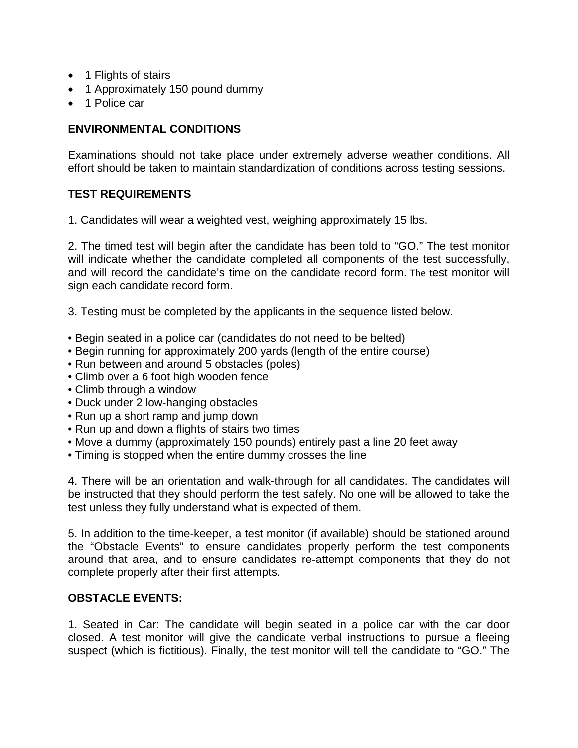- 1 Flights of stairs
- 1 Approximately 150 pound dummy
- 1 Police car

**ENVIRONMENTAL CONDITIONS**

Examinations should not take place under extremely adverse weather conditions. All effort should be taken to maintain standardization of conditions across testing sessions.

**TEST REQUIREMENTS**

1. Candidates will wear a weighted vest, weighing approximately 15 lbs.

2. The timed test will begin after the candidate has been told to "GO." The test monitor will indicate whether the candidate completed all components of the test successfully, and will record the candidate's time on the candidate record form. The test monitor will sign each candidate record form.

3. Testing must be completed by the applicants in the sequence listed below.

- Begin seated in a police car (candidates do not need to be belted)
- Begin running for approximately 200 yards (length of the entire course)
- Run between and around 5 obstacles (poles)
- Climb over a 6 foot high wooden fence
- Climb through a window
- Duck under 2 low-hanging obstacles
- Run up a short ramp and jump down
- Run up and down a flights of stairs two times
- Move a dummy (approximately 150 pounds) entirely past a line 20 feet away
- Timing is stopped when the entire dummy crosses the line

4. There will be an orientation and walk-through for all candidates. The candidates will be instructed that they should perform the test safely. No one will be allowed to take the test unless they fully understand what is expected of them.

5. In addition to the time-keeper, a test monitor (if available) should be stationed around the "Obstacle Events" to ensure candidates properly perform the test components around that area, and to ensure candidates re-attempt components that they do not complete properly after their first attempts.

**OBSTACLE EVENTS:**

1. Seated in Car: The candidate will begin seated in a police car with the car door closed. A test monitor will give the candidate verbal instructions to pursue a fleeing suspect (which is fictitious). Finally, the test monitor will tell the candidate to "GO." The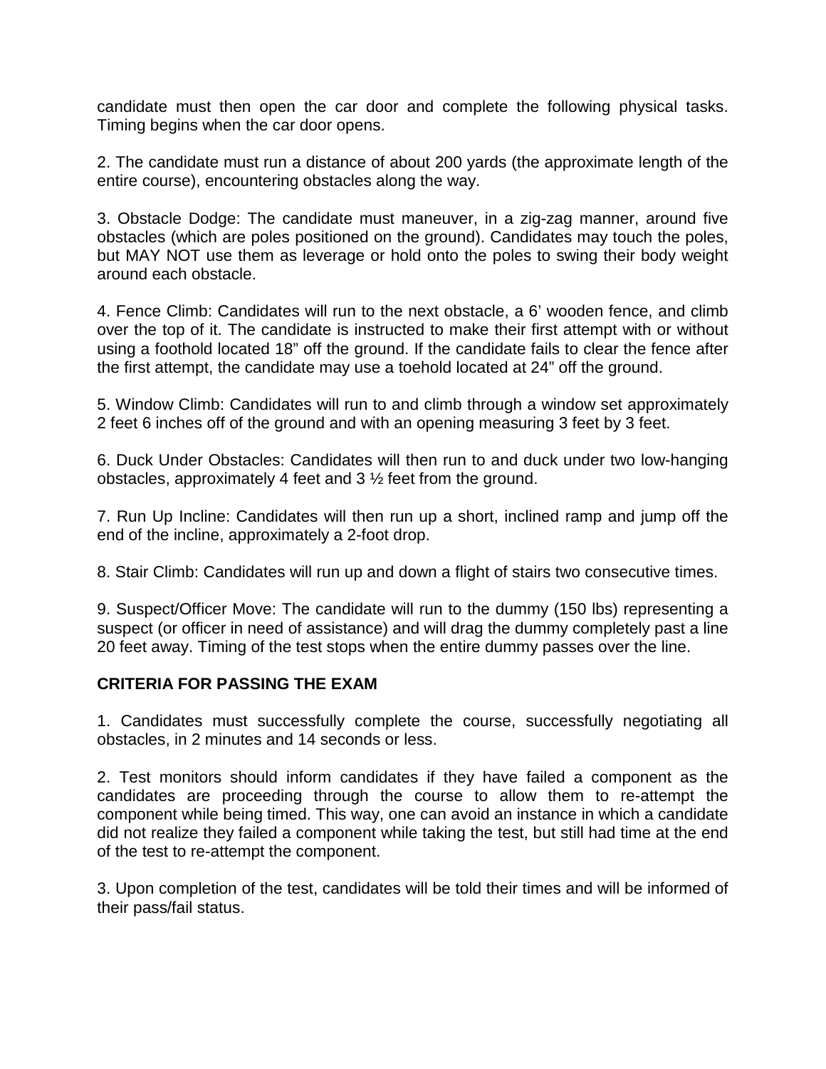candidate must then open the car door and complete the following physical tasks. Timing begins when the car door opens.

2. The candidate must run a distance of about 200 yards (the approximate length of the entire course), encountering obstacles along the way.

3. Obstacle Dodge: The candidate must maneuver, in a zig-zag manner, around five obstacles (which are poles positioned on the ground). Candidates may touch the poles, but MAY NOT use them as leverage or hold onto the poles to swing their body weight around each obstacle.

4. Fence Climb: Candidates will run to the next obstacle, a 6' wooden fence, and climb over the top of it. The candidate is instructed to make their first attempt with or without using a foothold located 18" off the ground. If the candidate fails to clear the fence after the first attempt, the candidate may use a toehold located at 24" off the ground.

5. Window Climb: Candidates will run to and climb through a window set approximately 2 feet 6 inches off of the ground and with an opening measuring 3 feet by 3 feet.

6. Duck Under Obstacles: Candidates will then run to and duck under two low-hanging obstacles, approximately 4 feet and 3 ½ feet from the ground.

7. Run Up Incline: Candidates will then run up a short, inclined ramp and jump off the end of the incline, approximately a 2-foot drop.

8. Stair Climb: Candidates will run up and down a flight of stairs two consecutive times.

9. Suspect/Officer Move: The candidate will run to the dummy (150 lbs) representing a suspect (or officer in need of assistance) and will drag the dummy completely past a line 20 feet away. Timing of the test stops when the entire dummy passes over the line.

**CRITERIA FOR PASSING THE EXAM**

1. Candidates must successfully complete the course, successfully negotiating all obstacles, in 2 minutes and 14 seconds or less.

2. Test monitors should inform candidates if they have failed a component as the candidates are proceeding through the course to allow them to re-attempt the component while being timed. This way, one can avoid an instance in which a candidate did not realize they failed a component while taking the test, but still had time at the end of the test to re-attempt the component.

3. Upon completion of the test, candidates will be told their times and will be informed of their pass/fail status.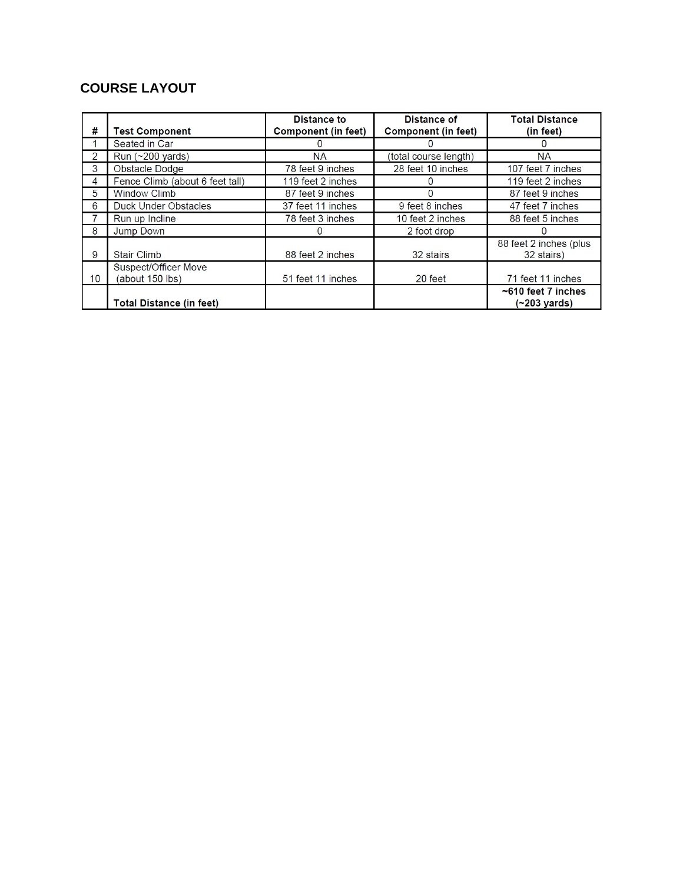## COURSE LAYOUT

| # | Test Component | Distance to Component (in feet) | Distance of Component (in feet) | Total Distance (in feet) |
|---|---|---|---|---|
| 1 | Seated in Car | 0 | 0 | 0 |
| 2 | Run (~200 yards) | NA | (total course length) | NA |
| 3 | Obstacle Dodge | 78 feet 9 inches | 28 feet 10 inches | 107 feet 7 inches |
| 4 | Fence Climb (about 6 feet tall) | 119 feet 2 inches | 0 | 119 feet 2 inches |
| 5 | Window Climb | 87 feet 9 inches | 0 | 87 feet 9 inches |
| 6 | Duck Under Obstacles | 37 feet 11 inches | 9 feet 8 inches | 47 feet 7 inches |
| 7 | Run up Incline | 78 feet 3 inches | 10 feet 2 inches | 88 feet 5 inches |
| 8 | Jump Down | 0 | 2 foot drop | 0 |
| 9 | Stair Climb | 88 feet 2 inches | 32 stairs | 88 feet 2 inches (plus 32 stairs) |
| 10 | Suspect/Officer Move (about 150 lbs) | 51 feet 11 inches | 20 feet | 71 feet 11 inches |
| | **Total Distance (in feet)** | | | **~610 feet 7 inches (~203 yards)** |